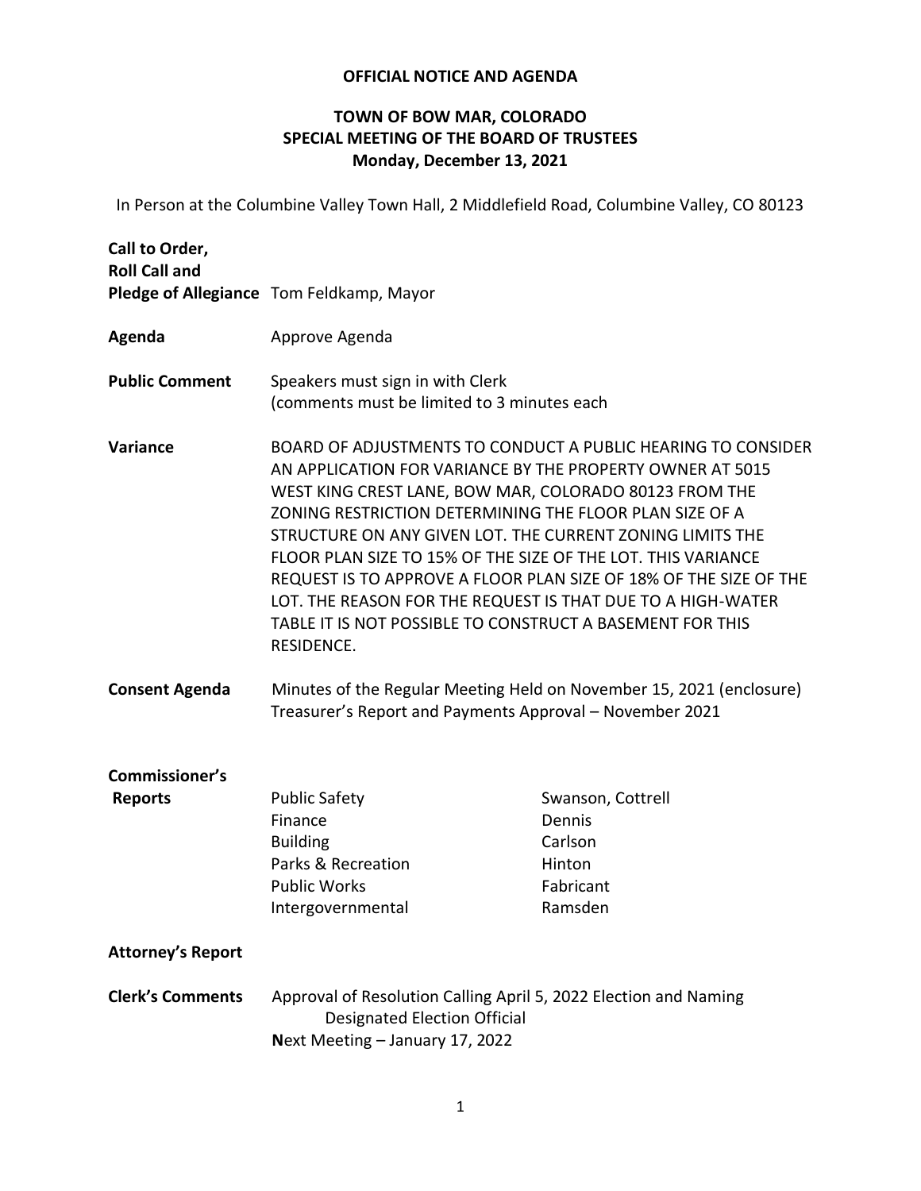**OFFICIAL NOTICE AND AGENDA**

# TOWN OF BOW MAR, COLORADO
## SPECIAL MEETING OF THE BOARD OF TRUSTEES
### Monday, December 13, 2021

In Person at the Columbine Valley Town Hall, 2 Middlefield Road, Columbine Valley, CO 80123

**Call to Order, Roll Call and Pledge of Allegiance** Tom Feldkamp, Mayor

**Agenda** Approve Agenda

**Public Comment** Speakers must sign in with Clerk (comments must be limited to 3 minutes each

**Variance** BOARD OF ADJUSTMENTS TO CONDUCT A PUBLIC HEARING TO CONSIDER AN APPLICATION FOR VARIANCE BY THE PROPERTY OWNER AT 5015 WEST KING CREST LANE, BOW MAR, COLORADO 80123 FROM THE ZONING RESTRICTION DETERMINING THE FLOOR PLAN SIZE OF A STRUCTURE ON ANY GIVEN LOT. THE CURRENT ZONING LIMITS THE FLOOR PLAN SIZE TO 15% OF THE SIZE OF THE LOT. THIS VARIANCE REQUEST IS TO APPROVE A FLOOR PLAN SIZE OF 18% OF THE SIZE OF THE LOT. THE REASON FOR THE REQUEST IS THAT DUE TO A HIGH-WATER TABLE IT IS NOT POSSIBLE TO CONSTRUCT A BASEMENT FOR THIS RESIDENCE.

**Consent Agenda** Minutes of the Regular Meeting Held on November 15, 2021 (enclosure)
Treasurer's Report and Payments Approval – November 2021

**Commissioner's Reports**

| | |
|---|---|
| Public Safety | Swanson, Cottrell |
| Finance | Dennis |
| Building | Carlson |
| Parks & Recreation | Hinton |
| Public Works | Fabricant |
| Intergovernmental | Ramsden |

**Attorney's Report**

**Clerk's Comments** Approval of Resolution Calling April 5, 2022 Election and Naming Designated Election Official
Next Meeting – January 17, 2022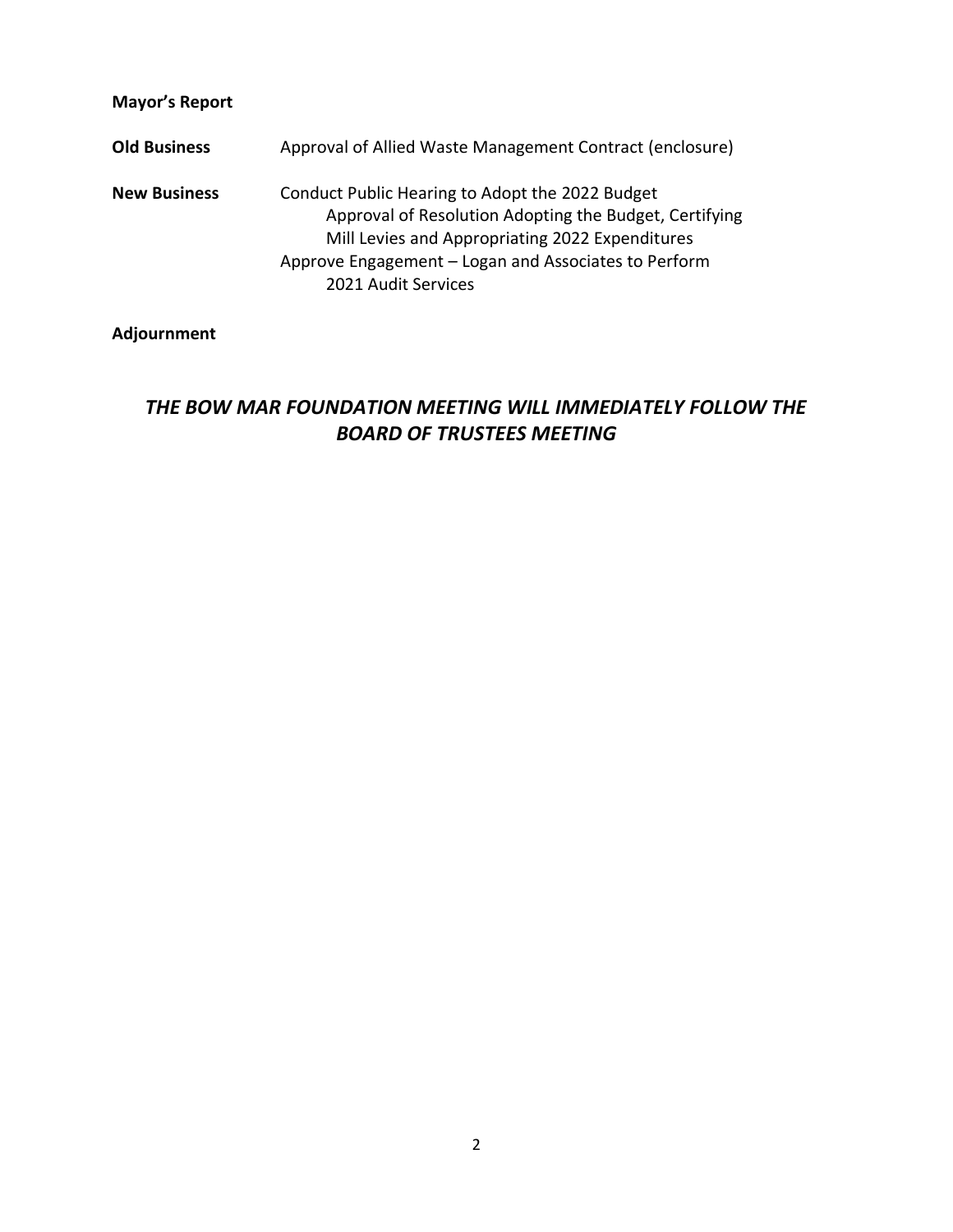**Mayor's Report**

**Old Business** Approval of Allied Waste Management Contract (enclosure)

**New Business** Conduct Public Hearing to Adopt the 2022 Budget
Approval of Resolution Adopting the Budget, Certifying Mill Levies and Appropriating 2022 Expenditures
Approve Engagement – Logan and Associates to Perform 2021 Audit Services

**Adjournment**

***THE BOW MAR FOUNDATION MEETING WILL IMMEDIATELY FOLLOW THE BOARD OF TRUSTEES MEETING***